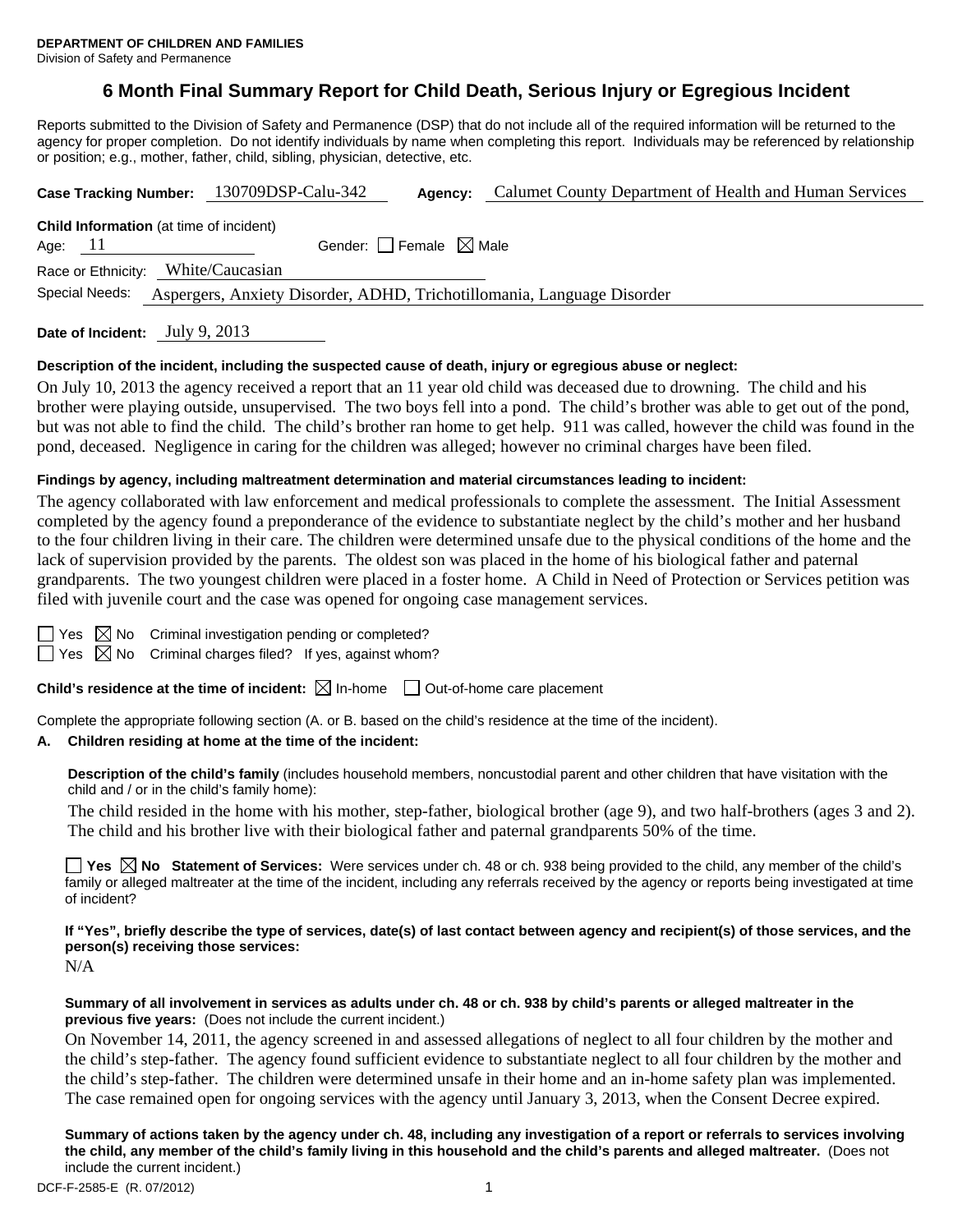**DEPARTMENT OF CHILDREN AND FAMILIES**
Division of Safety and Permanence

# 6 Month Final Summary Report for Child Death, Serious Injury or Egregious Incident

Reports submitted to the Division of Safety and Permanence (DSP) that do not include all of the required information will be returned to the agency for proper completion. Do not identify individuals by name when completing this report. Individuals may be referenced by relationship or position; e.g., mother, father, child, sibling, physician, detective, etc.

**Case Tracking Number:** 130709DSP-Calu-342 **Agency:** Calumet County Department of Health and Human Services

**Child Information** (at time of incident)

Age: 11 Gender: ☐ Female ☒ Male

Race or Ethnicity: White/Caucasian

Special Needs: Aspergers, Anxiety Disorder, ADHD, Trichotillomania, Language Disorder

**Date of Incident:** July 9, 2013

**Description of the incident, including the suspected cause of death, injury or egregious abuse or neglect:**

On July 10, 2013 the agency received a report that an 11 year old child was deceased due to drowning. The child and his brother were playing outside, unsupervised. The two boys fell into a pond. The child's brother was able to get out of the pond, but was not able to find the child. The child's brother ran home to get help. 911 was called, however the child was found in the pond, deceased. Negligence in caring for the children was alleged; however no criminal charges have been filed.

**Findings by agency, including maltreatment determination and material circumstances leading to incident:**

The agency collaborated with law enforcement and medical professionals to complete the assessment. The Initial Assessment completed by the agency found a preponderance of the evidence to substantiate neglect by the child's mother and her husband to the four children living in their care. The children were determined unsafe due to the physical conditions of the home and the lack of supervision provided by the parents. The oldest son was placed in the home of his biological father and paternal grandparents. The two youngest children were placed in a foster home. A Child in Need of Protection or Services petition was filed with juvenile court and the case was opened for ongoing case management services.

☐ Yes ☒ No Criminal investigation pending or completed?

☐ Yes ☒ No Criminal charges filed? If yes, against whom?

**Child's residence at the time of incident:** ☒ In-home ☐ Out-of-home care placement

Complete the appropriate following section (A. or B. based on the child's residence at the time of the incident).

**A. Children residing at home at the time of the incident:**

**Description of the child's family** (includes household members, noncustodial parent and other children that have visitation with the child and / or in the child's family home):

The child resided in the home with his mother, step-father, biological brother (age 9), and two half-brothers (ages 3 and 2). The child and his brother live with their biological father and paternal grandparents 50% of the time.

☐ **Yes** ☒ **No Statement of Services:** Were services under ch. 48 or ch. 938 being provided to the child, any member of the child's family or alleged maltreater at the time of the incident, including any referrals received by the agency or reports being investigated at time of incident?

**If "Yes", briefly describe the type of services, date(s) of last contact between agency and recipient(s) of those services, and the person(s) receiving those services:**

N/A

**Summary of all involvement in services as adults under ch. 48 or ch. 938 by child's parents or alleged maltreater in the previous five years:** (Does not include the current incident.)

On November 14, 2011, the agency screened in and assessed allegations of neglect to all four children by the mother and the child's step-father. The agency found sufficient evidence to substantiate neglect to all four children by the mother and the child's step-father. The children were determined unsafe in their home and an in-home safety plan was implemented. The case remained open for ongoing services with the agency until January 3, 2013, when the Consent Decree expired.

**Summary of actions taken by the agency under ch. 48, including any investigation of a report or referrals to services involving the child, any member of the child's family living in this household and the child's parents and alleged maltreater.** (Does not include the current incident.)

DCF-F-2585-E (R. 07/2012)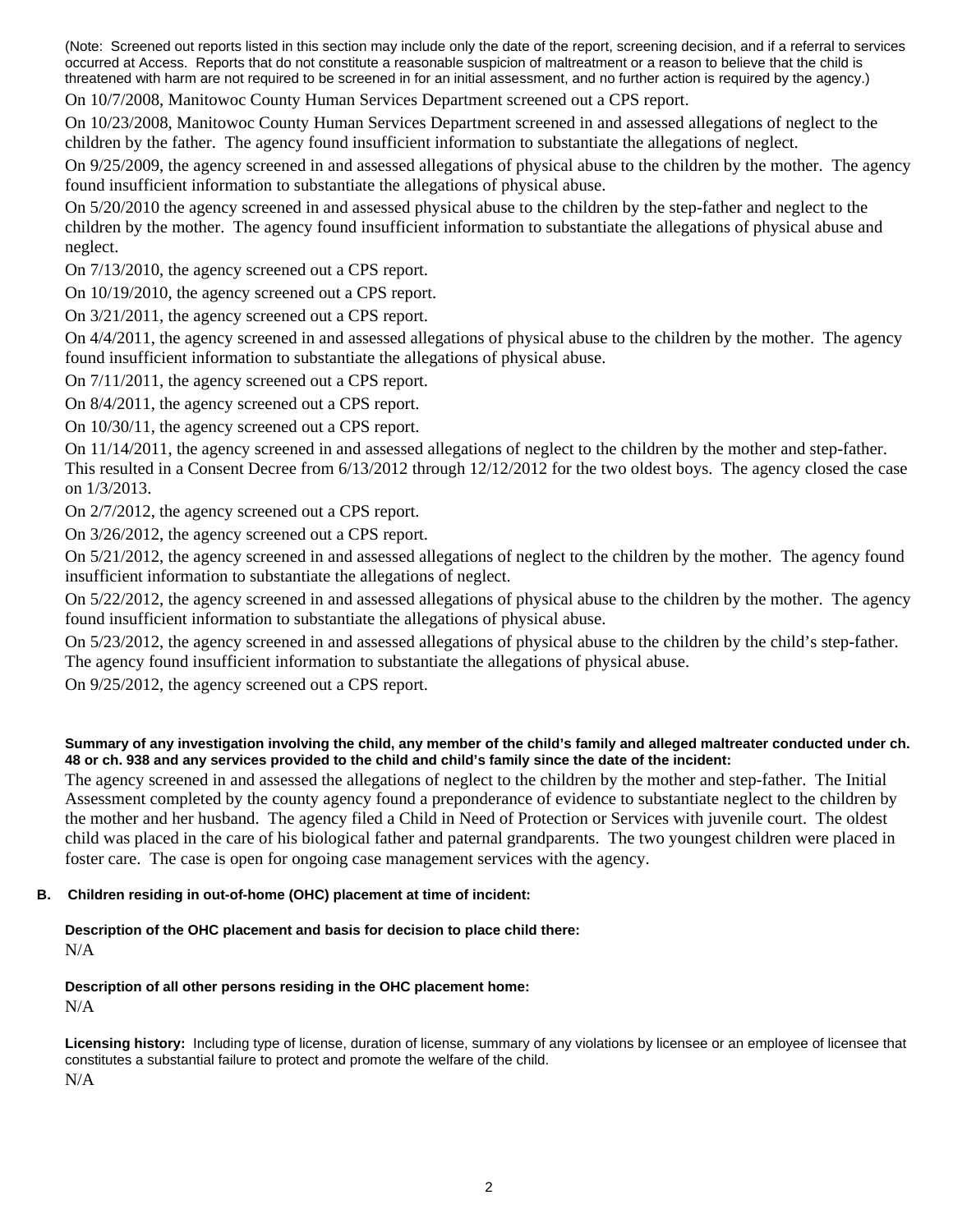(Note: Screened out reports listed in this section may include only the date of the report, screening decision, and if a referral to services occurred at Access. Reports that do not constitute a reasonable suspicion of maltreatment or a reason to believe that the child is threatened with harm are not required to be screened in for an initial assessment, and no further action is required by the agency.)

On 10/7/2008, Manitowoc County Human Services Department screened out a CPS report.

On 10/23/2008, Manitowoc County Human Services Department screened in and assessed allegations of neglect to the children by the father. The agency found insufficient information to substantiate the allegations of neglect.

On 9/25/2009, the agency screened in and assessed allegations of physical abuse to the children by the mother. The agency found insufficient information to substantiate the allegations of physical abuse.

On 5/20/2010 the agency screened in and assessed physical abuse to the children by the step-father and neglect to the children by the mother. The agency found insufficient information to substantiate the allegations of physical abuse and neglect.

On 7/13/2010, the agency screened out a CPS report.

On 10/19/2010, the agency screened out a CPS report.

On 3/21/2011, the agency screened out a CPS report.

On 4/4/2011, the agency screened in and assessed allegations of physical abuse to the children by the mother. The agency found insufficient information to substantiate the allegations of physical abuse.

On 7/11/2011, the agency screened out a CPS report.

On 8/4/2011, the agency screened out a CPS report.

On 10/30/11, the agency screened out a CPS report.

On 11/14/2011, the agency screened in and assessed allegations of neglect to the children by the mother and step-father. This resulted in a Consent Decree from 6/13/2012 through 12/12/2012 for the two oldest boys. The agency closed the case on 1/3/2013.

On 2/7/2012, the agency screened out a CPS report.

On 3/26/2012, the agency screened out a CPS report.

On 5/21/2012, the agency screened in and assessed allegations of neglect to the children by the mother. The agency found insufficient information to substantiate the allegations of neglect.

On 5/22/2012, the agency screened in and assessed allegations of physical abuse to the children by the mother. The agency found insufficient information to substantiate the allegations of physical abuse.

On 5/23/2012, the agency screened in and assessed allegations of physical abuse to the children by the child's step-father. The agency found insufficient information to substantiate the allegations of physical abuse.

On 9/25/2012, the agency screened out a CPS report.

**Summary of any investigation involving the child, any member of the child's family and alleged maltreater conducted under ch. 48 or ch. 938 and any services provided to the child and child's family since the date of the incident:**

The agency screened in and assessed the allegations of neglect to the children by the mother and step-father. The Initial Assessment completed by the county agency found a preponderance of evidence to substantiate neglect to the children by the mother and her husband. The agency filed a Child in Need of Protection or Services with juvenile court. The oldest child was placed in the care of his biological father and paternal grandparents. The two youngest children were placed in foster care. The case is open for ongoing case management services with the agency.

**B. Children residing in out-of-home (OHC) placement at time of incident:**

**Description of the OHC placement and basis for decision to place child there:**

N/A

**Description of all other persons residing in the OHC placement home:**

N/A

**Licensing history:** Including type of license, duration of license, summary of any violations by licensee or an employee of licensee that constitutes a substantial failure to protect and promote the welfare of the child.

N/A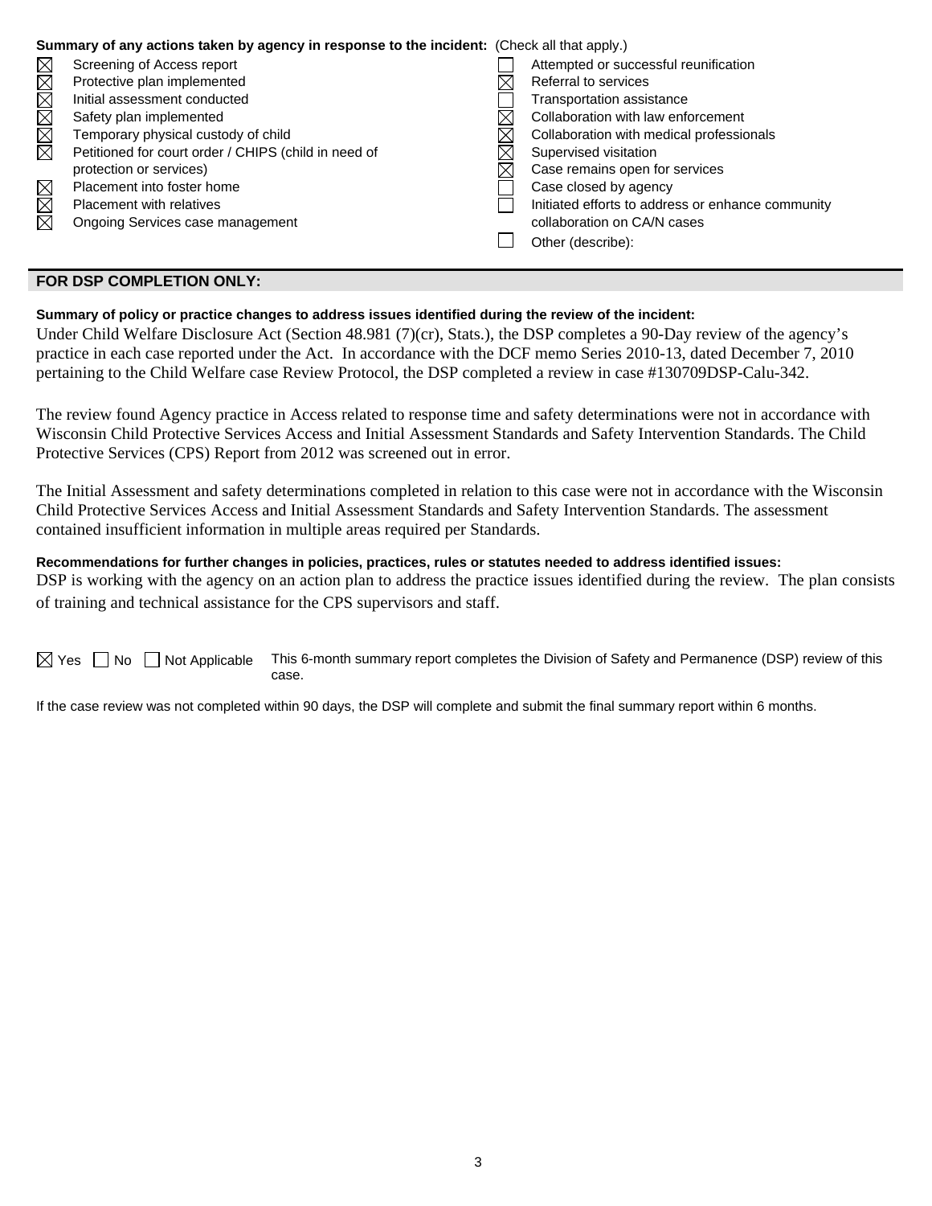**Summary of any actions taken by agency in response to the incident:** (Check all that apply.)

- [x] Screening of Access report
- [x] Protective plan implemented
- [x] Initial assessment conducted
- [x] Safety plan implemented
- [x] Temporary physical custody of child
- [x] Petitioned for court order / CHIPS (child in need of protection or services)
- [x] Placement into foster home
- [x] Placement with relatives
- [x] Ongoing Services case management
- [ ] Attempted or successful reunification
- [x] Referral to services
- [ ] Transportation assistance
- [x] Collaboration with law enforcement
- [x] Collaboration with medical professionals
- [x] Supervised visitation
- [x] Case remains open for services
- [ ] Case closed by agency
- [ ] Initiated efforts to address or enhance community collaboration on CA/N cases
- [ ] Other (describe):

## FOR DSP COMPLETION ONLY:

**Summary of policy or practice changes to address issues identified during the review of the incident:**

Under Child Welfare Disclosure Act (Section 48.981 (7)(cr), Stats.), the DSP completes a 90-Day review of the agency's practice in each case reported under the Act. In accordance with the DCF memo Series 2010-13, dated December 7, 2010 pertaining to the Child Welfare case Review Protocol, the DSP completed a review in case #130709DSP-Calu-342.

The review found Agency practice in Access related to response time and safety determinations were not in accordance with Wisconsin Child Protective Services Access and Initial Assessment Standards and Safety Intervention Standards. The Child Protective Services (CPS) Report from 2012 was screened out in error.

The Initial Assessment and safety determinations completed in relation to this case were not in accordance with the Wisconsin Child Protective Services Access and Initial Assessment Standards and Safety Intervention Standards. The assessment contained insufficient information in multiple areas required per Standards.

**Recommendations for further changes in policies, practices, rules or statutes needed to address identified issues:**

DSP is working with the agency on an action plan to address the practice issues identified during the review. The plan consists of training and technical assistance for the CPS supervisors and staff.

- [x] Yes
- [ ] No
- [ ] Not Applicable

This 6-month summary report completes the Division of Safety and Permanence (DSP) review of this case.

If the case review was not completed within 90 days, the DSP will complete and submit the final summary report within 6 months.